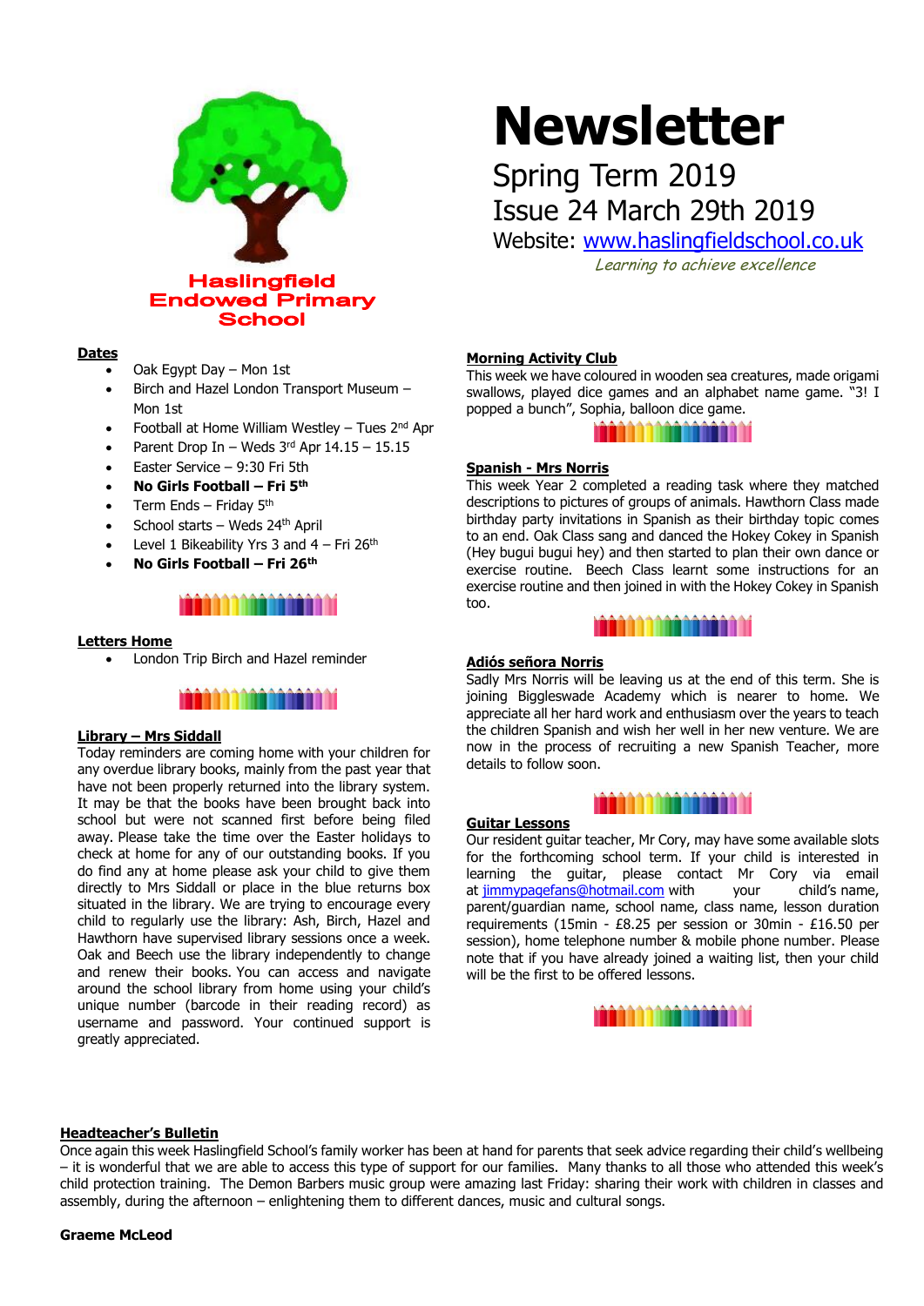Haslingfield Endowed Primary School

# Newsletter

Spring Term 2019

Issue 24 March 29th 2019

Website: www.haslingfieldschool.co.uk

*Learning to achieve excellence*

## Dates

- Oak Egypt Day – Mon 1st
- Birch and Hazel London Transport Museum – Mon 1st
- Football at Home William Westley – Tues 2nd Apr
- Parent Drop In – Weds 3rd Apr 14.15 – 15.15
- Easter Service – 9:30 Fri 5th
- **No Girls Football – Fri 5th**
- Term Ends – Friday 5th
- School starts – Weds 24th April
- Level 1 Bikeability Yrs 3 and 4 – Fri 26th
- **No Girls Football – Fri 26th**

## Letters Home

- London Trip Birch and Hazel reminder

## Library – Mrs Siddall

Today reminders are coming home with your children for any overdue library books, mainly from the past year that have not been properly returned into the library system. It may be that the books have been brought back into school but were not scanned first before being filed away. Please take the time over the Easter holidays to check at home for any of our outstanding books. If you do find any at home please ask your child to give them directly to Mrs Siddall or place in the blue returns box situated in the library. We are trying to encourage every child to regularly use the library: Ash, Birch, Hazel and Hawthorn have supervised library sessions once a week. Oak and Beech use the library independently to change and renew their books. You can access and navigate around the school library from home using your child's unique number (barcode in their reading record) as username and password. Your continued support is greatly appreciated.

## Morning Activity Club

This week we have coloured in wooden sea creatures, made origami swallows, played dice games and an alphabet name game. "3! I popped a bunch", Sophia, balloon dice game.

## Spanish - Mrs Norris

This week Year 2 completed a reading task where they matched descriptions to pictures of groups of animals. Hawthorn Class made birthday party invitations in Spanish as their birthday topic comes to an end. Oak Class sang and danced the Hokey Cokey in Spanish (Hey bugui bugui hey) and then started to plan their own dance or exercise routine. Beech Class learnt some instructions for an exercise routine and then joined in with the Hokey Cokey in Spanish too.

## Adiós señora Norris

Sadly Mrs Norris will be leaving us at the end of this term. She is joining Biggleswade Academy which is nearer to home. We appreciate all her hard work and enthusiasm over the years to teach the children Spanish and wish her well in her new venture. We are now in the process of recruiting a new Spanish Teacher, more details to follow soon.

## Guitar Lessons

Our resident guitar teacher, Mr Cory, may have some available slots for the forthcoming school term. If your child is interested in learning the guitar, please contact Mr Cory via email at jimmypagefans@hotmail.com with your child's name, parent/guardian name, school name, class name, lesson duration requirements (15min - £8.25 per session or 30min - £16.50 per session), home telephone number & mobile phone number. Please note that if you have already joined a waiting list, then your child will be the first to be offered lessons.

## Headteacher's Bulletin

Once again this week Haslingfield School's family worker has been at hand for parents that seek advice regarding their child's wellbeing – it is wonderful that we are able to access this type of support for our families. Many thanks to all those who attended this week's child protection training. The Demon Barbers music group were amazing last Friday: sharing their work with children in classes and assembly, during the afternoon – enlightening them to different dances, music and cultural songs.

**Graeme McLeod**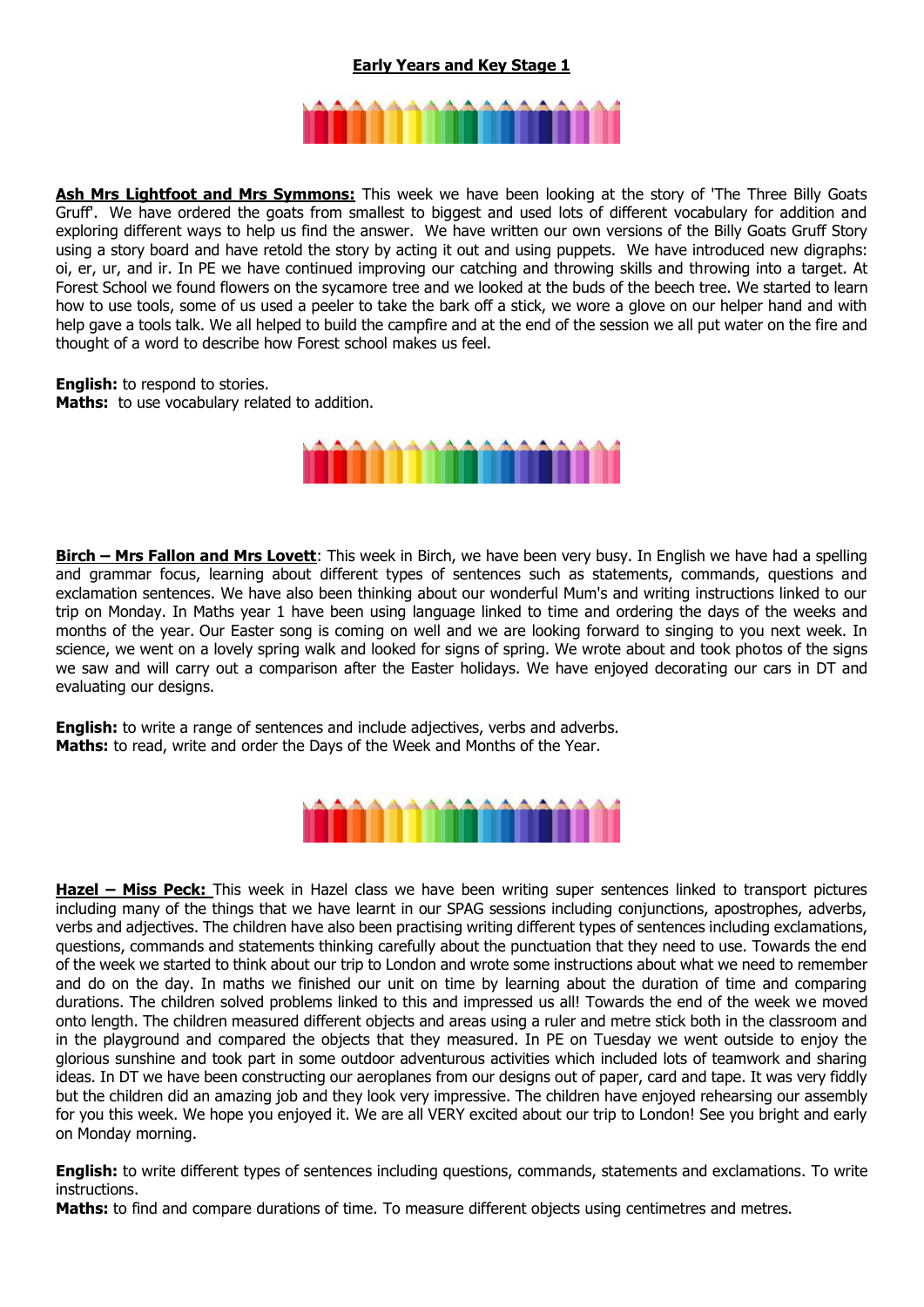## Early Years and Key Stage 1

**Ash Mrs Lightfoot and Mrs Symmons:** This week we have been looking at the story of 'The Three Billy Goats Gruff'. We have ordered the goats from smallest to biggest and used lots of different vocabulary for addition and exploring different ways to help us find the answer. We have written our own versions of the Billy Goats Gruff Story using a story board and have retold the story by acting it out and using puppets. We have introduced new digraphs: oi, er, ur, and ir. In PE we have continued improving our catching and throwing skills and throwing into a target. At Forest School we found flowers on the sycamore tree and we looked at the buds of the beech tree. We started to learn how to use tools, some of us used a peeler to take the bark off a stick, we wore a glove on our helper hand and with help gave a tools talk. We all helped to build the campfire and at the end of the session we all put water on the fire and thought of a word to describe how Forest school makes us feel.

**English:** to respond to stories.
**Maths:** to use vocabulary related to addition.

**Birch – Mrs Fallon and Mrs Lovett**: This week in Birch, we have been very busy. In English we have had a spelling and grammar focus, learning about different types of sentences such as statements, commands, questions and exclamation sentences. We have also been thinking about our wonderful Mum's and writing instructions linked to our trip on Monday. In Maths year 1 have been using language linked to time and ordering the days of the weeks and months of the year. Our Easter song is coming on well and we are looking forward to singing to you next week. In science, we went on a lovely spring walk and looked for signs of spring. We wrote about and took photos of the signs we saw and will carry out a comparison after the Easter holidays. We have enjoyed decorating our cars in DT and evaluating our designs.

**English:** to write a range of sentences and include adjectives, verbs and adverbs.
**Maths:** to read, write and order the Days of the Week and Months of the Year.

**Hazel – Miss Peck:** This week in Hazel class we have been writing super sentences linked to transport pictures including many of the things that we have learnt in our SPAG sessions including conjunctions, apostrophes, adverbs, verbs and adjectives. The children have also been practising writing different types of sentences including exclamations, questions, commands and statements thinking carefully about the punctuation that they need to use. Towards the end of the week we started to think about our trip to London and wrote some instructions about what we need to remember and do on the day. In maths we finished our unit on time by learning about the duration of time and comparing durations. The children solved problems linked to this and impressed us all! Towards the end of the week we moved onto length. The children measured different objects and areas using a ruler and metre stick both in the classroom and in the playground and compared the objects that they measured. In PE on Tuesday we went outside to enjoy the glorious sunshine and took part in some outdoor adventurous activities which included lots of teamwork and sharing ideas. In DT we have been constructing our aeroplanes from our designs out of paper, card and tape. It was very fiddly but the children did an amazing job and they look very impressive. The children have enjoyed rehearsing our assembly for you this week. We hope you enjoyed it. We are all VERY excited about our trip to London! See you bright and early on Monday morning.

**English:** to write different types of sentences including questions, commands, statements and exclamations. To write instructions.
**Maths:** to find and compare durations of time. To measure different objects using centimetres and metres.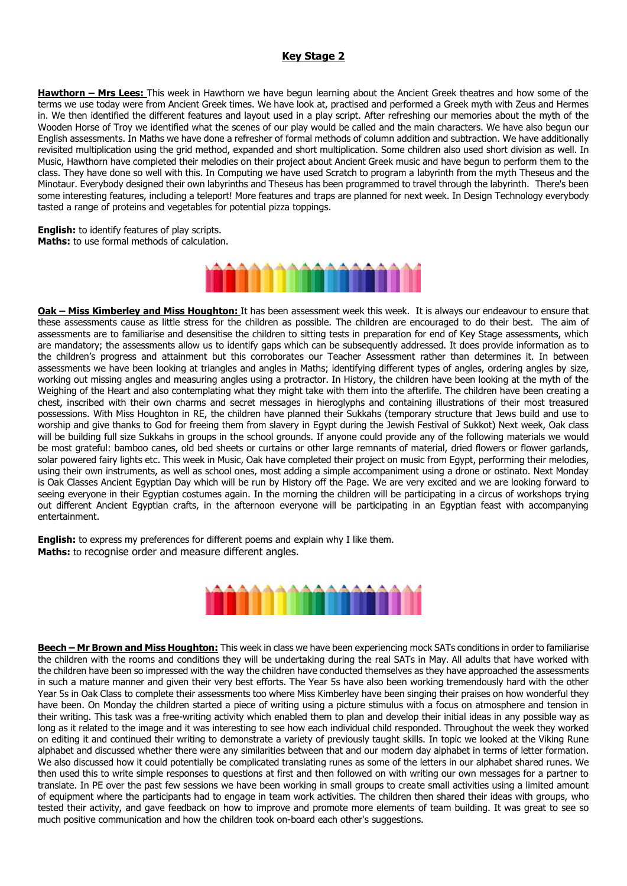## Key Stage 2

**Hawthorn – Mrs Lees:** This week in Hawthorn we have begun learning about the Ancient Greek theatres and how some of the terms we use today were from Ancient Greek times. We have look at, practised and performed a Greek myth with Zeus and Hermes in. We then identified the different features and layout used in a play script. After refreshing our memories about the myth of the Wooden Horse of Troy we identified what the scenes of our play would be called and the main characters. We have also begun our English assessments. In Maths we have done a refresher of formal methods of column addition and subtraction. We have additionally revisited multiplication using the grid method, expanded and short multiplication. Some children also used short division as well. In Music, Hawthorn have completed their melodies on their project about Ancient Greek music and have begun to perform them to the class. They have done so well with this. In Computing we have used Scratch to program a labyrinth from the myth Theseus and the Minotaur. Everybody designed their own labyrinths and Theseus has been programmed to travel through the labyrinth. There's been some interesting features, including a teleport! More features and traps are planned for next week. In Design Technology everybody tasted a range of proteins and vegetables for potential pizza toppings.

**English:** to identify features of play scripts.
**Maths:** to use formal methods of calculation.

**Oak – Miss Kimberley and Miss Houghton:** It has been assessment week this week. It is always our endeavour to ensure that these assessments cause as little stress for the children as possible. The children are encouraged to do their best. The aim of assessments are to familiarise and desensitise the children to sitting tests in preparation for end of Key Stage assessments, which are mandatory; the assessments allow us to identify gaps which can be subsequently addressed. It does provide information as to the children's progress and attainment but this corroborates our Teacher Assessment rather than determines it. In between assessments we have been looking at triangles and angles in Maths; identifying different types of angles, ordering angles by size, working out missing angles and measuring angles using a protractor. In History, the children have been looking at the myth of the Weighing of the Heart and also contemplating what they might take with them into the afterlife. The children have been creating a chest, inscribed with their own charms and secret messages in hieroglyphs and containing illustrations of their most treasured possessions. With Miss Houghton in RE, the children have planned their Sukkahs (temporary structure that Jews build and use to worship and give thanks to God for freeing them from slavery in Egypt during the Jewish Festival of Sukkot) Next week, Oak class will be building full size Sukkahs in groups in the school grounds. If anyone could provide any of the following materials we would be most grateful: bamboo canes, old bed sheets or curtains or other large remnants of material, dried flowers or flower garlands, solar powered fairy lights etc. This week in Music, Oak have completed their project on music from Egypt, performing their melodies, using their own instruments, as well as school ones, most adding a simple accompaniment using a drone or ostinato. Next Monday is Oak Classes Ancient Egyptian Day which will be run by History off the Page. We are very excited and we are looking forward to seeing everyone in their Egyptian costumes again. In the morning the children will be participating in a circus of workshops trying out different Ancient Egyptian crafts, in the afternoon everyone will be participating in an Egyptian feast with accompanying entertainment.

**English:** to express my preferences for different poems and explain why I like them.
**Maths:** to recognise order and measure different angles.

**Beech – Mr Brown and Miss Houghton:** This week in class we have been experiencing mock SATs conditions in order to familiarise the children with the rooms and conditions they will be undertaking during the real SATs in May. All adults that have worked with the children have been so impressed with the way the children have conducted themselves as they have approached the assessments in such a mature manner and given their very best efforts. The Year 5s have also been working tremendously hard with the other Year 5s in Oak Class to complete their assessments too where Miss Kimberley have been singing their praises on how wonderful they have been. On Monday the children started a piece of writing using a picture stimulus with a focus on atmosphere and tension in their writing. This task was a free-writing activity which enabled them to plan and develop their initial ideas in any possible way as long as it related to the image and it was interesting to see how each individual child responded. Throughout the week they worked on editing it and continued their writing to demonstrate a variety of previously taught skills. In topic we looked at the Viking Rune alphabet and discussed whether there were any similarities between that and our modern day alphabet in terms of letter formation. We also discussed how it could potentially be complicated translating runes as some of the letters in our alphabet shared runes. We then used this to write simple responses to questions at first and then followed on with writing our own messages for a partner to translate. In PE over the past few sessions we have been working in small groups to create small activities using a limited amount of equipment where the participants had to engage in team work activities. The children then shared their ideas with groups, who tested their activity, and gave feedback on how to improve and promote more elements of team building. It was great to see so much positive communication and how the children took on-board each other's suggestions.